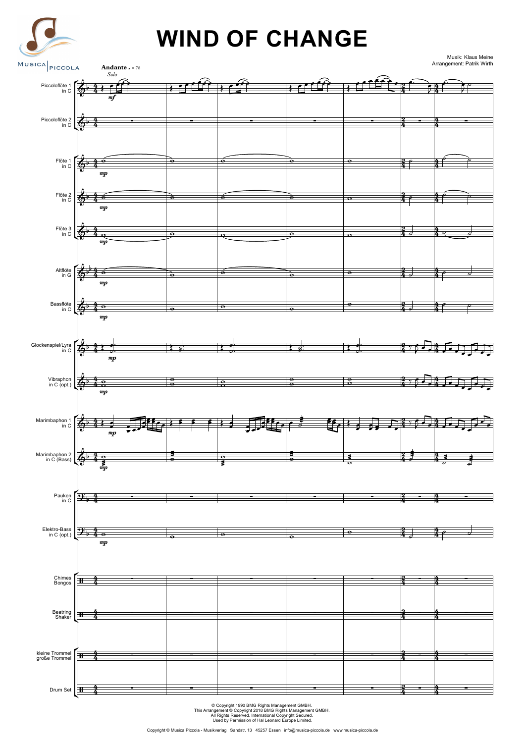# WIND OF CHANGE

Musik: Klaus Meine
Arrangement: Patrik Wirth

**Andante** ♩ = 78

*Solo*

Piccoloflöte 1 in C

Piccoloflöte 2 in C

Flöte 1 in C

Flöte 2 in C

Flöte 3 in C

Altflöte in G

Bassflöte in C

Glockenspiel/Lyra in C

Vibraphon in C (opt.)

Marimbaphon 1 in C

Marimbaphon 2 in C (Bass)

Pauken in C

Elektro-Bass in C (opt.)

Chimes
Bongos

Beatring
Shaker

kleine Trommel
große Trommel

Drum Set

© Copyright 1990 BMG Rights Management GMBH.
This Arrangement © Copyright 2018 BMG Rights Management GMBH.
All Rights Reserved. International Copyright Secured.
Used by Permission of Hal Leonard Europe Limited.

Copyright © Musica Piccola - Musikverlag Sandstr. 13 45257 Essen info@musica-piccola.de www.musica-piccola.de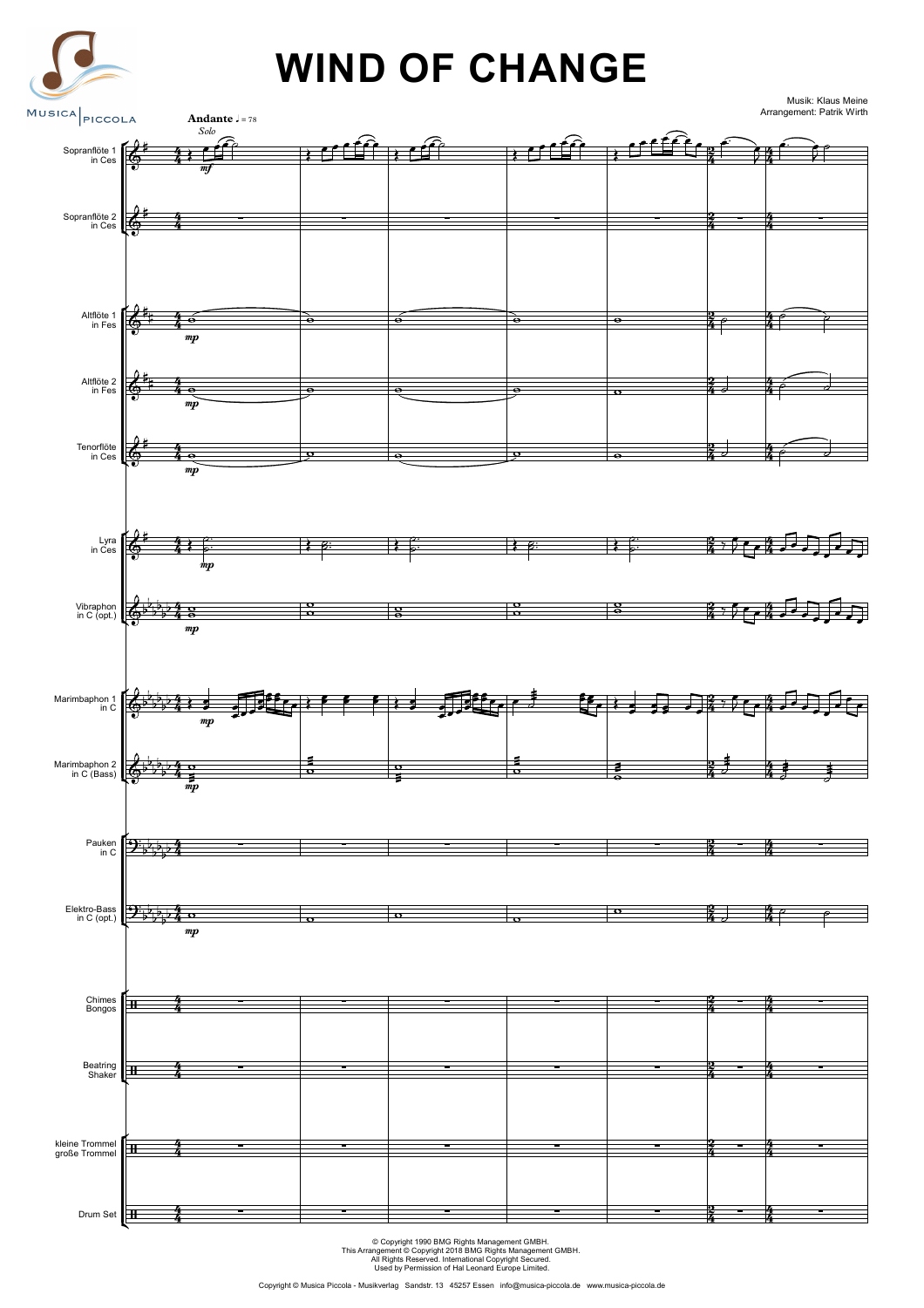# WIND OF CHANGE

Musik: Klaus Meine
Arrangement: Patrik Wirth

**Andante** ♩ = 78

*Solo*

Sopranflöte 1 in Ces

Sopranflöte 2 in Ces

Altflöte 1 in Fes

Altflöte 2 in Fes

Tenorflöte in Ces

Lyra in Ces

Vibraphon in C (opt.)

Marimbaphon 1 in C

Marimbaphon 2 in C (Bass)

Pauken in C

Elektro-Bass in C (opt.)

Chimes
Bongos

Beatring
Shaker

kleine Trommel
große Trommel

Drum Set

© Copyright 1990 BMG Rights Management GMBH.
This Arrangement © Copyright 2018 BMG Rights Management GMBH.
All Rights Reserved. International Copyright Secured.
Used by Permission of Hal Leonard Europe Limited.

Copyright © Musica Piccola - Musikverlag Sandstr. 13 45257 Essen info@musica-piccola.de www.musica-piccola.de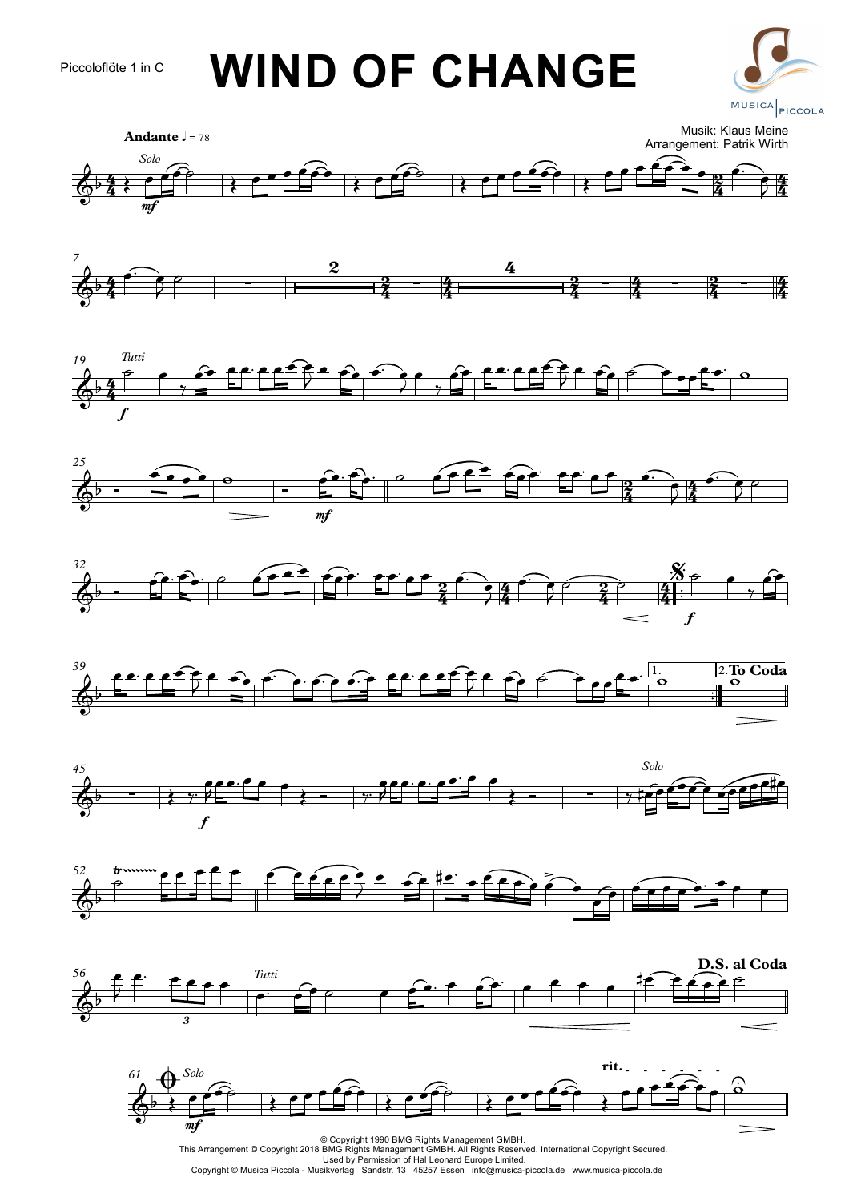Piccoloflöte 1 in C

# WIND OF CHANGE

Musik: Klaus Meine
Arrangement: Patrik Wirth

**Andante** ♩ = 78

© Copyright 1990 BMG Rights Management GMBH.
This Arrangement © Copyright 2018 BMG Rights Management GMBH. All Rights Reserved. International Copyright Secured.
Used by Permission of Hal Leonard Europe Limited.
Copyright © Musica Piccola - Musikverlag Sandstr. 13 45257 Essen info@musica-piccola.de www.musica-piccola.de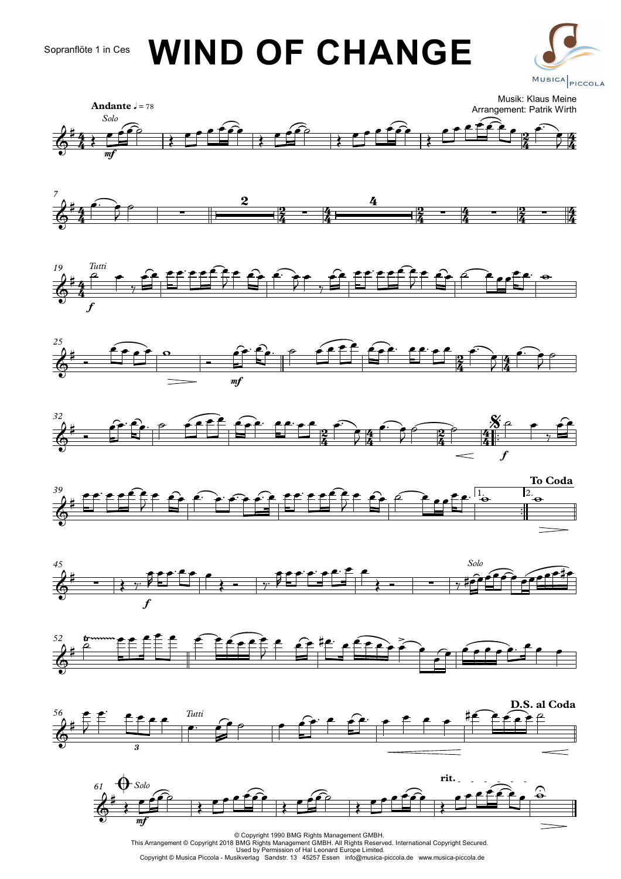Sopranflöte 1 in Ces

# WIND OF CHANGE

Musik: Klaus Meine
Arrangement: Patrik Wirth

© Copyright 1990 BMG Rights Management GMBH.
This Arrangement © Copyright 2018 BMG Rights Management GMBH. All Rights Reserved. International Copyright Secured.
Used by Permission of Hal Leonard Europe Limited.
Copyright © Musica Piccola - Musikverlag Sandstr. 13 45257 Essen info@musica-piccola.de www.musica-piccola.de